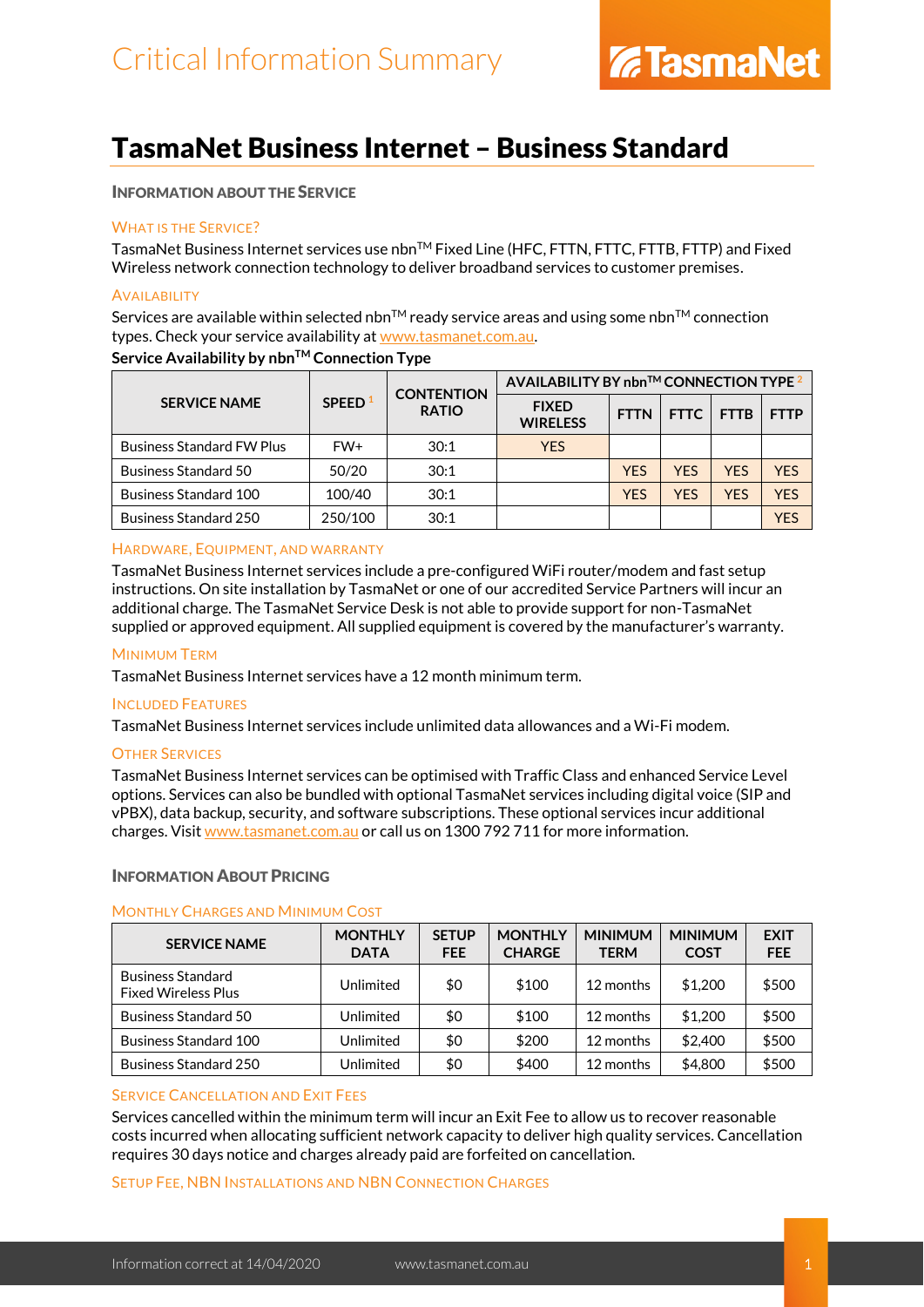# Critical Information Summary

TasmaNet

# TasmaNet Business Internet – Business Standard

## Information about the Service

### What is the Service?

TasmaNet Business Internet services use nbn™ Fixed Line (HFC, FTTN, FTTC, FTTB, FTTP) and Fixed Wireless network connection technology to deliver broadband services to customer premises.

### Availability

Services are available within selected nbn™ ready service areas and using some nbn™ connection types. Check your service availability at www.tasmanet.com.au.

**Service Availability by nbn™ Connection Type**

| SERVICE NAME | SPEED [1] | CONTENTION RATIO | AVAILABILITY BY nbn™ CONNECTION TYPE [2] | | | | |
|---|---|---|---|---|---|---|---|
| | | | FIXED WIRELESS | FTTN | FTTC | FTTB | FTTP |
| Business Standard FW Plus | FW+ | 30:1 | YES | | | | |
| Business Standard 50 | 50/20 | 30:1 | | YES | YES | YES | YES |
| Business Standard 100 | 100/40 | 30:1 | | YES | YES | YES | YES |
| Business Standard 250 | 250/100 | 30:1 | | | | | YES |

### Hardware, Equipment, and Warranty

TasmaNet Business Internet services include a pre-configured WiFi router/modem and fast setup instructions. On site installation by TasmaNet or one of our accredited Service Partners will incur an additional charge. The TasmaNet Service Desk is not able to provide support for non-TasmaNet supplied or approved equipment. All supplied equipment is covered by the manufacturer's warranty.

### Minimum Term

TasmaNet Business Internet services have a 12 month minimum term.

### Included Features

TasmaNet Business Internet services include unlimited data allowances and a Wi-Fi modem.

### Other Services

TasmaNet Business Internet services can be optimised with Traffic Class and enhanced Service Level options. Services can also be bundled with optional TasmaNet services including digital voice (SIP and vPBX), data backup, security, and software subscriptions. These optional services incur additional charges. Visit www.tasmanet.com.au or call us on 1300 792 711 for more information.

## Information About Pricing

### Monthly Charges and Minimum Cost

| SERVICE NAME | MONTHLY DATA | SETUP FEE | MONTHLY CHARGE | MINIMUM TERM | MINIMUM COST | EXIT FEE |
|---|---|---|---|---|---|---|
| Business Standard Fixed Wireless Plus | Unlimited | $0 | $100 | 12 months | $1,200 | $500 |
| Business Standard 50 | Unlimited | $0 | $100 | 12 months | $1,200 | $500 |
| Business Standard 100 | Unlimited | $0 | $200 | 12 months | $2,400 | $500 |
| Business Standard 250 | Unlimited | $0 | $400 | 12 months | $4,800 | $500 |

### Service Cancellation and Exit Fees

Services cancelled within the minimum term will incur an Exit Fee to allow us to recover reasonable costs incurred when allocating sufficient network capacity to deliver high quality services. Cancellation requires 30 days notice and charges already paid are forfeited on cancellation.

### Setup Fee, NBN Installations and NBN Connection Charges

Information correct at 14/04/2020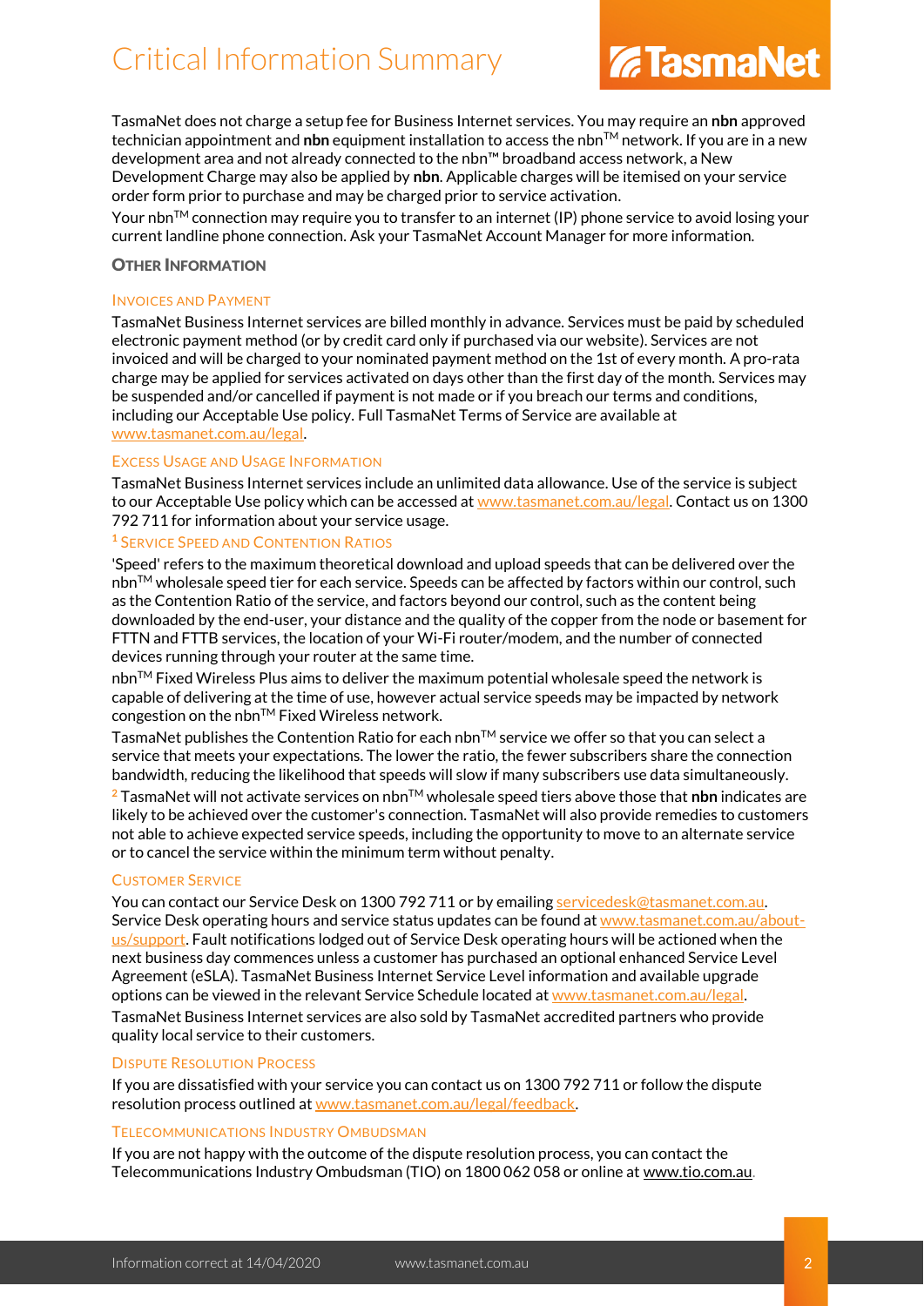# Critical Information Summary

TasmaNet does not charge a setup fee for Business Internet services. You may require an **nbn** approved technician appointment and **nbn** equipment installation to access the nbn™ network. If you are in a new development area and not already connected to the nbn™ broadband access network, a New Development Charge may also be applied by **nbn**. Applicable charges will be itemised on your service order form prior to purchase and may be charged prior to service activation.

Your nbn™ connection may require you to transfer to an internet (IP) phone service to avoid losing your current landline phone connection. Ask your TasmaNet Account Manager for more information.

## Other Information

### Invoices and Payment

TasmaNet Business Internet services are billed monthly in advance. Services must be paid by scheduled electronic payment method (or by credit card only if purchased via our website). Services are not invoiced and will be charged to your nominated payment method on the 1st of every month. A pro-rata charge may be applied for services activated on days other than the first day of the month. Services may be suspended and/or cancelled if payment is not made or if you breach our terms and conditions, including our Acceptable Use policy. Full TasmaNet Terms of Service are available at www.tasmanet.com.au/legal.

### Excess Usage and Usage Information

TasmaNet Business Internet services include an unlimited data allowance. Use of the service is subject to our Acceptable Use policy which can be accessed at www.tasmanet.com.au/legal. Contact us on 1300 792 711 for information about your service usage.

### [1] Service Speed and Contention Ratios

'Speed' refers to the maximum theoretical download and upload speeds that can be delivered over the nbn™ wholesale speed tier for each service. Speeds can be affected by factors within our control, such as the Contention Ratio of the service, and factors beyond our control, such as the content being downloaded by the end-user, your distance and the quality of the copper from the node or basement for FTTN and FTTB services, the location of your Wi-Fi router/modem, and the number of connected devices running through your router at the same time.

nbn™ Fixed Wireless Plus aims to deliver the maximum potential wholesale speed the network is capable of delivering at the time of use, however actual service speeds may be impacted by network congestion on the nbn™ Fixed Wireless network.

TasmaNet publishes the Contention Ratio for each nbn™ service we offer so that you can select a service that meets your expectations. The lower the ratio, the fewer subscribers share the connection bandwidth, reducing the likelihood that speeds will slow if many subscribers use data simultaneously.

[2] TasmaNet will not activate services on nbn™ wholesale speed tiers above those that **nbn** indicates are likely to be achieved over the customer's connection. TasmaNet will also provide remedies to customers not able to achieve expected service speeds, including the opportunity to move to an alternate service or to cancel the service within the minimum term without penalty.

### Customer Service

You can contact our Service Desk on 1300 792 711 or by emailing servicedesk@tasmanet.com.au. Service Desk operating hours and service status updates can be found at www.tasmanet.com.au/about-us/support. Fault notifications lodged out of Service Desk operating hours will be actioned when the next business day commences unless a customer has purchased an optional enhanced Service Level Agreement (eSLA). TasmaNet Business Internet Service Level information and available upgrade options can be viewed in the relevant Service Schedule located at www.tasmanet.com.au/legal.

TasmaNet Business Internet services are also sold by TasmaNet accredited partners who provide quality local service to their customers.

### Dispute Resolution Process

If you are dissatisfied with your service you can contact us on 1300 792 711 or follow the dispute resolution process outlined at www.tasmanet.com.au/legal/feedback.

### Telecommunications Industry Ombudsman

If you are not happy with the outcome of the dispute resolution process, you can contact the Telecommunications Industry Ombudsman (TIO) on 1800 062 058 or online at www.tio.com.au.

Information correct at 14/04/2020